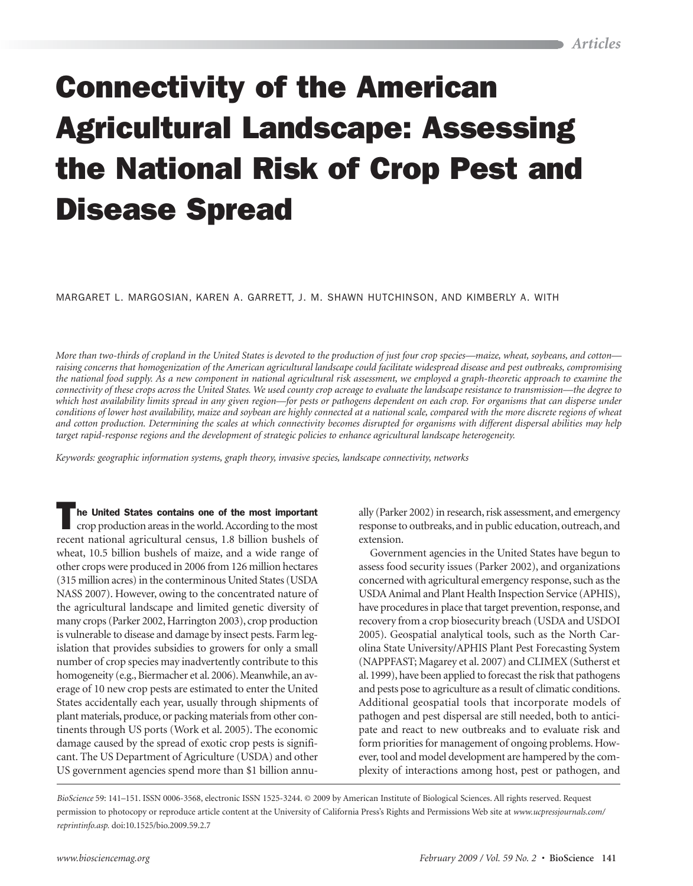# Connectivity of the American Agricultural Landscape: Assessing the National Risk of Crop Pest and Disease Spread

MARGARET L. MARGOSIAN, KAREN A. GARRETT, J. M. SHAWN HUTCHINSON, AND KIMBERLY A. WITH

*More than two-thirds of cropland in the United States is devoted to the production of just four crop species—maize, wheat, soybeans, and cotton—raising concerns that homogenization of the American agricultural landscape could facilitate widespread disease and pest outbreaks, compromising the national food supply. As a new component in national agricultural risk assessment, we employed a graph-theoretic approach to examine the connectivity of these crops across the United States. We used county crop acreage to evaluate the landscape resistance to transmission—the degree to which host availability limits spread in any given region—for pests or pathogens dependent on each crop. For organisms that can disperse under conditions of lower host availability, maize and soybean are highly connected at a national scale, compared with the more discrete regions of wheat and cotton production. Determining the scales at which connectivity becomes disrupted for organisms with different dispersal abilities may help target rapid-response regions and the development of strategic policies to enhance agricultural landscape heterogeneity.*

*Keywords: geographic information systems, graph theory, invasive species, landscape connectivity, networks*

**The United States contains one of the most important** crop production areas in the world. According to the most recent national agricultural census, 1.8 billion bushels of wheat, 10.5 billion bushels of maize, and a wide range of other crops were produced in 2006 from 126 million hectares (315 million acres) in the conterminous United States (USDA NASS 2007). However, owing to the concentrated nature of the agricultural landscape and limited genetic diversity of many crops (Parker 2002, Harrington 2003), crop production is vulnerable to disease and damage by insect pests. Farm legislation that provides subsidies to growers for only a small number of crop species may inadvertently contribute to this homogeneity (e.g., Biermacher et al. 2006). Meanwhile, an average of 10 new crop pests are estimated to enter the United States accidentally each year, usually through shipments of plant materials, produce, or packing materials from other continents through US ports (Work et al. 2005). The economic damage caused by the spread of exotic crop pests is significant. The US Department of Agriculture (USDA) and other US government agencies spend more than $1 billion annually (Parker 2002) in research, risk assessment, and emergency response to outbreaks, and in public education, outreach, and extension.

Government agencies in the United States have begun to assess food security issues (Parker 2002), and organizations concerned with agricultural emergency response, such as the USDA Animal and Plant Health Inspection Service (APHIS), have procedures in place that target prevention, response, and recovery from a crop biosecurity breach (USDA and USDOI 2005). Geospatial analytical tools, such as the North Carolina State University/APHIS Plant Pest Forecasting System (NAPPFAST; Magarey et al. 2007) and CLIMEX (Sutherst et al. 1999), have been applied to forecast the risk that pathogens and pests pose to agriculture as a result of climatic conditions. Additional geospatial tools that incorporate models of pathogen and pest dispersal are still needed, both to anticipate and react to new outbreaks and to evaluate risk and form priorities for management of ongoing problems. However, tool and model development are hampered by the complexity of interactions among host, pest or pathogen, and

*BioScience* 59: 141–151. ISSN 0006-3568, electronic ISSN 1525-3244. © 2009 by American Institute of Biological Sciences. All rights reserved. Request permission to photocopy or reproduce article content at the University of California Press's Rights and Permissions Web site at *www.ucpressjournals.com/reprintinfo.asp.* doi:10.1525/bio.2009.59.2.7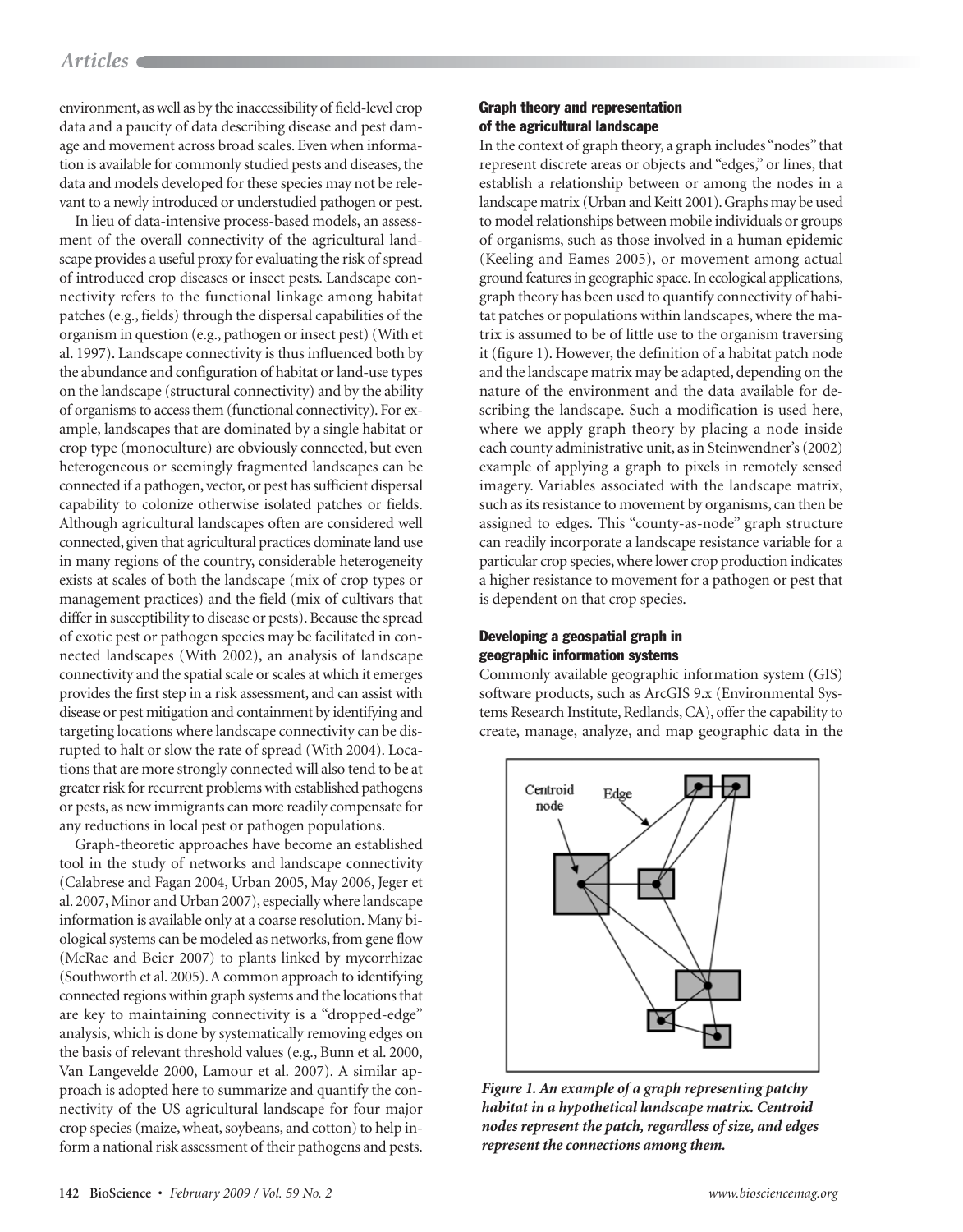environment, as well as by the inaccessibility of field-level crop data and a paucity of data describing disease and pest damage and movement across broad scales. Even when information is available for commonly studied pests and diseases, the data and models developed for these species may not be relevant to a newly introduced or understudied pathogen or pest.

In lieu of data-intensive process-based models, an assessment of the overall connectivity of the agricultural landscape provides a useful proxy for evaluating the risk of spread of introduced crop diseases or insect pests. Landscape connectivity refers to the functional linkage among habitat patches (e.g., fields) through the dispersal capabilities of the organism in question (e.g., pathogen or insect pest) (With et al. 1997). Landscape connectivity is thus influenced both by the abundance and configuration of habitat or land-use types on the landscape (structural connectivity) and by the ability of organisms to access them (functional connectivity). For example, landscapes that are dominated by a single habitat or crop type (monoculture) are obviously connected, but even heterogeneous or seemingly fragmented landscapes can be connected if a pathogen, vector, or pest has sufficient dispersal capability to colonize otherwise isolated patches or fields. Although agricultural landscapes often are considered well connected, given that agricultural practices dominate land use in many regions of the country, considerable heterogeneity exists at scales of both the landscape (mix of crop types or management practices) and the field (mix of cultivars that differ in susceptibility to disease or pests). Because the spread of exotic pest or pathogen species may be facilitated in connected landscapes (With 2002), an analysis of landscape connectivity and the spatial scale or scales at which it emerges provides the first step in a risk assessment, and can assist with disease or pest mitigation and containment by identifying and targeting locations where landscape connectivity can be disrupted to halt or slow the rate of spread (With 2004). Locations that are more strongly connected will also tend to be at greater risk for recurrent problems with established pathogens or pests, as new immigrants can more readily compensate for any reductions in local pest or pathogen populations.

Graph-theoretic approaches have become an established tool in the study of networks and landscape connectivity (Calabrese and Fagan 2004, Urban 2005, May 2006, Jeger et al. 2007, Minor and Urban 2007), especially where landscape information is available only at a coarse resolution. Many biological systems can be modeled as networks, from gene flow (McRae and Beier 2007) to plants linked by mycorrhizae (Southworth et al. 2005). A common approach to identifying connected regions within graph systems and the locations that are key to maintaining connectivity is a "dropped-edge" analysis, which is done by systematically removing edges on the basis of relevant threshold values (e.g., Bunn et al. 2000, Van Langevelde 2000, Lamour et al. 2007). A similar approach is adopted here to summarize and quantify the connectivity of the US agricultural landscape for four major crop species (maize, wheat, soybeans, and cotton) to help inform a national risk assessment of their pathogens and pests.

## Graph theory and representation of the agricultural landscape

In the context of graph theory, a graph includes "nodes" that represent discrete areas or objects and "edges," or lines, that establish a relationship between or among the nodes in a landscape matrix (Urban and Keitt 2001). Graphs may be used to model relationships between mobile individuals or groups of organisms, such as those involved in a human epidemic (Keeling and Eames 2005), or movement among actual ground features in geographic space. In ecological applications, graph theory has been used to quantify connectivity of habitat patches or populations within landscapes, where the matrix is assumed to be of little use to the organism traversing it (figure 1). However, the definition of a habitat patch node and the landscape matrix may be adapted, depending on the nature of the environment and the data available for describing the landscape. Such a modification is used here, where we apply graph theory by placing a node inside each county administrative unit, as in Steinwendner's (2002) example of applying a graph to pixels in remotely sensed imagery. Variables associated with the landscape matrix, such as its resistance to movement by organisms, can then be assigned to edges. This "county-as-node" graph structure can readily incorporate a landscape resistance variable for a particular crop species, where lower crop production indicates a higher resistance to movement for a pathogen or pest that is dependent on that crop species.

## Developing a geospatial graph in geographic information systems

Commonly available geographic information system (GIS) software products, such as ArcGIS 9.x (Environmental Systems Research Institute, Redlands, CA), offer the capability to create, manage, analyze, and map geographic data in the

*Figure 1. An example of a graph representing patchy habitat in a hypothetical landscape matrix. Centroid nodes represent the patch, regardless of size, and edges represent the connections among them.*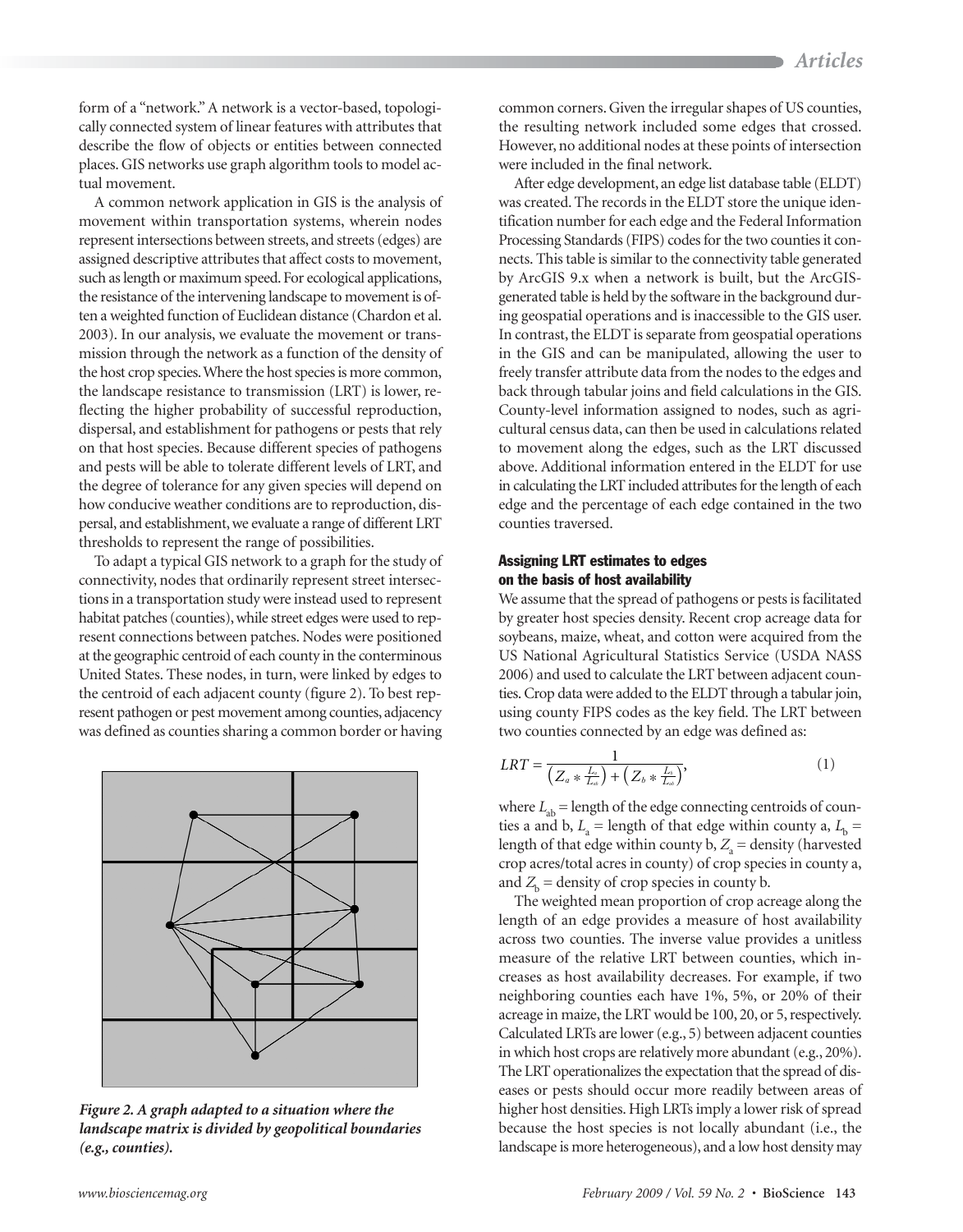form of a "network." A network is a vector-based, topologically connected system of linear features with attributes that describe the flow of objects or entities between connected places. GIS networks use graph algorithm tools to model actual movement.

A common network application in GIS is the analysis of movement within transportation systems, wherein nodes represent intersections between streets, and streets (edges) are assigned descriptive attributes that affect costs to movement, such as length or maximum speed. For ecological applications, the resistance of the intervening landscape to movement is often a weighted function of Euclidean distance (Chardon et al. 2003). In our analysis, we evaluate the movement or transmission through the network as a function of the density of the host crop species. Where the host species is more common, the landscape resistance to transmission (LRT) is lower, reflecting the higher probability of successful reproduction, dispersal, and establishment for pathogens or pests that rely on that host species. Because different species of pathogens and pests will be able to tolerate different levels of LRT, and the degree of tolerance for any given species will depend on how conducive weather conditions are to reproduction, dispersal, and establishment, we evaluate a range of different LRT thresholds to represent the range of possibilities.

To adapt a typical GIS network to a graph for the study of connectivity, nodes that ordinarily represent street intersections in a transportation study were instead used to represent habitat patches (counties), while street edges were used to represent connections between patches. Nodes were positioned at the geographic centroid of each county in the conterminous United States. These nodes, in turn, were linked by edges to the centroid of each adjacent county (figure 2). To best represent pathogen or pest movement among counties, adjacency was defined as counties sharing a common border or having common corners. Given the irregular shapes of US counties, the resulting network included some edges that crossed. However, no additional nodes at these points of intersection were included in the final network.

*Figure 2. A graph adapted to a situation where the landscape matrix is divided by geopolitical boundaries (e.g., counties).*

After edge development, an edge list database table (ELDT) was created. The records in the ELDT store the unique identification number for each edge and the Federal Information Processing Standards (FIPS) codes for the two counties it connects. This table is similar to the connectivity table generated by ArcGIS 9.x when a network is built, but the ArcGIS-generated table is held by the software in the background during geospatial operations and is inaccessible to the GIS user. In contrast, the ELDT is separate from geospatial operations in the GIS and can be manipulated, allowing the user to freely transfer attribute data from the nodes to the edges and back through tabular joins and field calculations in the GIS. County-level information assigned to nodes, such as agricultural census data, can then be used in calculations related to movement along the edges, such as the LRT discussed above. Additional information entered in the ELDT for use in calculating the LRT included attributes for the length of each edge and the percentage of each edge contained in the two counties traversed.

## Assigning LRT estimates to edges on the basis of host availability

We assume that the spread of pathogens or pests is facilitated by greater host species density. Recent crop acreage data for soybeans, maize, wheat, and cotton were acquired from the US National Agricultural Statistics Service (USDA NASS 2006) and used to calculate the LRT between adjacent counties. Crop data were added to the ELDT through a tabular join, using county FIPS codes as the key field. The LRT between two counties connected by an edge was defined as:

$$LRT = \frac{1}{\left(Z_a * \frac{L_a}{L_{ab}}\right) + \left(Z_b * \frac{L_b}{L_{ab}}\right)}, \tag{1}$$

where $L_{ab}$ = length of the edge connecting centroids of counties a and b, $L_a$ = length of that edge within county a, $L_b$ = length of that edge within county b, $Z_a$ = density (harvested crop acres/total acres in county) of crop species in county a, and $Z_b$ = density of crop species in county b.

The weighted mean proportion of crop acreage along the length of an edge provides a measure of host availability across two counties. The inverse value provides a unitless measure of the relative LRT between counties, which increases as host availability decreases. For example, if two neighboring counties each have 1%, 5%, or 20% of their acreage in maize, the LRT would be 100, 20, or 5, respectively. Calculated LRTs are lower (e.g., 5) between adjacent counties in which host crops are relatively more abundant (e.g., 20%). The LRT operationalizes the expectation that the spread of diseases or pests should occur more readily between areas of higher host densities. High LRTs imply a lower risk of spread because the host species is not locally abundant (i.e., the landscape is more heterogeneous), and a low host density may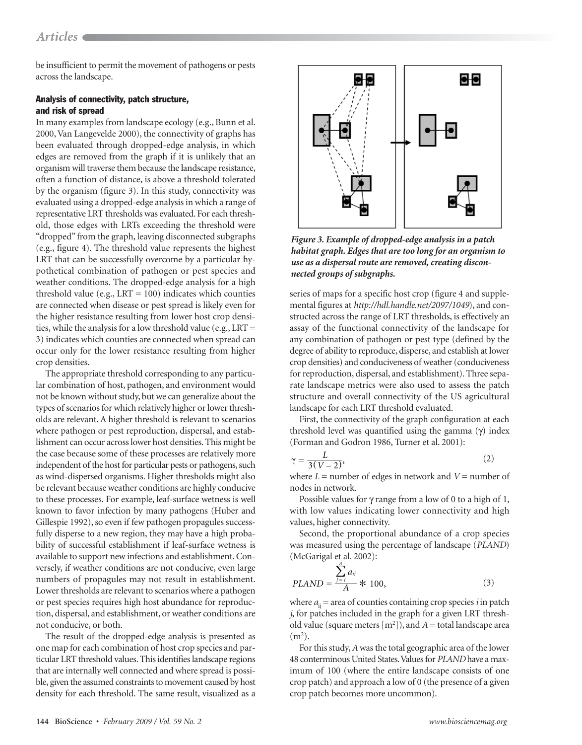be insufficient to permit the movement of pathogens or pests across the landscape.

### Analysis of connectivity, patch structure, and risk of spread

In many examples from landscape ecology (e.g., Bunn et al. 2000, Van Langevelde 2000), the connectivity of graphs has been evaluated through dropped-edge analysis, in which edges are removed from the graph if it is unlikely that an organism will traverse them because the landscape resistance, often a function of distance, is above a threshold tolerated by the organism (figure 3). In this study, connectivity was evaluated using a dropped-edge analysis in which a range of representative LRT thresholds was evaluated. For each threshold, those edges with LRTs exceeding the threshold were "dropped" from the graph, leaving disconnected subgraphs (e.g., figure 4). The threshold value represents the highest LRT that can be successfully overcome by a particular hypothetical combination of pathogen or pest species and weather conditions. The dropped-edge analysis for a high threshold value (e.g., LRT = 100) indicates which counties are connected when disease or pest spread is likely even for the higher resistance resulting from lower host crop densities, while the analysis for a low threshold value (e.g., LRT = 3) indicates which counties are connected when spread can occur only for the lower resistance resulting from higher crop densities.

The appropriate threshold corresponding to any particular combination of host, pathogen, and environment would not be known without study, but we can generalize about the types of scenarios for which relatively higher or lower thresholds are relevant. A higher threshold is relevant to scenarios where pathogen or pest reproduction, dispersal, and establishment can occur across lower host densities. This might be the case because some of these processes are relatively more independent of the host for particular pests or pathogens, such as wind-dispersed organisms. Higher thresholds might also be relevant because weather conditions are highly conducive to these processes. For example, leaf-surface wetness is well known to favor infection by many pathogens (Huber and Gillespie 1992), so even if few pathogen propagules successfully disperse to a new region, they may have a high probability of successful establishment if leaf-surface wetness is available to support new infections and establishment. Conversely, if weather conditions are not conducive, even large numbers of propagules may not result in establishment. Lower thresholds are relevant to scenarios where a pathogen or pest species requires high host abundance for reproduction, dispersal, and establishment, or weather conditions are not conducive, or both.

The result of the dropped-edge analysis is presented as one map for each combination of host crop species and particular LRT threshold values. This identifies landscape regions that are internally well connected and where spread is possible, given the assumed constraints to movement caused by host density for each threshold. The same result, visualized as a series of maps for a specific host crop (figure 4 and supplemental figures at *http://hdl.handle.net/2097/1049*), and constructed across the range of LRT thresholds, is effectively an assay of the functional connectivity of the landscape for any combination of pathogen or pest type (defined by the degree of ability to reproduce, disperse, and establish at lower crop densities) and conduciveness of weather (conduciveness for reproduction, dispersal, and establishment). Three separate landscape metrics were also used to assess the patch structure and overall connectivity of the US agricultural landscape for each LRT threshold evaluated.

*Figure 3. Example of dropped-edge analysis in a patch habitat graph. Edges that are too long for an organism to use as a dispersal route are removed, creating disconnected groups of subgraphs.*

First, the connectivity of the graph configuration at each threshold level was quantified using the gamma ($\gamma$) index (Forman and Godron 1986, Turner et al. 2001):

$$\gamma = \frac{L}{3(V-2)}, \tag{2}$$

where $L$ = number of edges in network and $V$ = number of nodes in network.

Possible values for $\gamma$ range from a low of 0 to a high of 1, with low values indicating lower connectivity and high values, higher connectivity.

Second, the proportional abundance of a crop species was measured using the percentage of landscape (*PLAND*) (McGarigal et al. 2002):

$$PLAND = \frac{\sum_{j=i}^{n} a_{ij}}{A} * 100, \tag{3}$$

where $a_{ij}$ = area of counties containing crop species $i$ in patch $j$, for patches included in the graph for a given LRT threshold value (square meters [$m^2$]), and $A$ = total landscape area ($m^2$).

For this study, $A$ was the total geographic area of the lower 48 conterminous United States. Values for *PLAND* have a maximum of 100 (where the entire landscape consists of one crop patch) and approach a low of 0 (the presence of a given crop patch becomes more uncommon).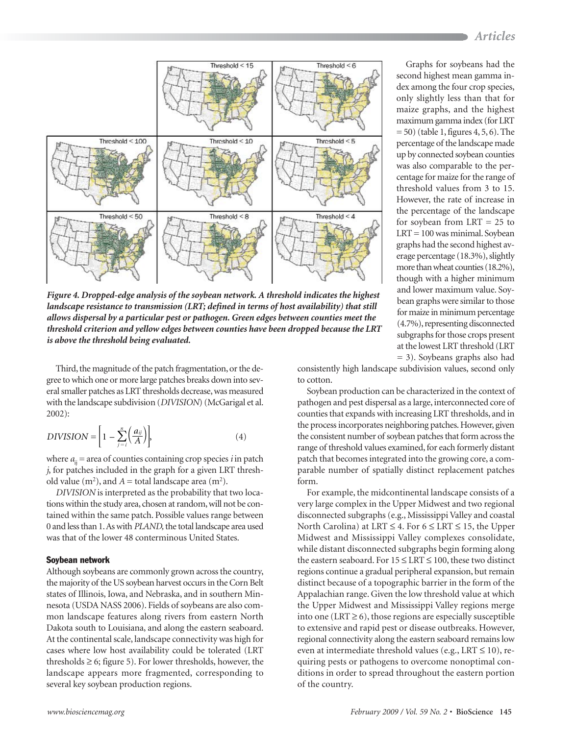Threshold < 15

Threshold < 6

Threshold < 100

Threshold < 10

Threshold < 5

Threshold < 50

Threshold < 8

Threshold < 4

***Figure 4. Dropped-edge analysis of the soybean network. A threshold indicates the highest landscape resistance to transmission (LRT; defined in terms of host availability) that still allows dispersal by a particular pest or pathogen. Green edges between counties meet the threshold criterion and yellow edges between counties have been dropped because the LRT is above the threshold being evaluated.***

Graphs for soybeans had the second highest mean gamma index among the four crop species, only slightly less than that for maize graphs, and the highest maximum gamma index (for LRT = 50) (table 1, figures 4, 5, 6). The percentage of the landscape made up by connected soybean counties was also comparable to the percentage for maize for the range of threshold values from 3 to 15. However, the rate of increase in the percentage of the landscape for soybean from LRT = 25 to LRT = 100 was minimal. Soybean graphs had the second highest average percentage (18.3%), slightly more than wheat counties (18.2%), though with a higher minimum and lower maximum value. Soybean graphs were similar to those for maize in minimum percentage (4.7%), representing disconnected subgraphs for those crops present at the lowest LRT threshold (LRT = 3). Soybeans graphs also had consistently high landscape subdivision values, second only to cotton.

Soybean production can be characterized in the context of pathogen and pest dispersal as a large, interconnected core of counties that expands with increasing LRT thresholds, and in the process incorporates neighboring patches. However, given the consistent number of soybean patches that form across the range of threshold values examined, for each formerly distant patch that becomes integrated into the growing core, a comparable number of spatially distinct replacement patches form.

For example, the midcontinental landscape consists of a very large complex in the Upper Midwest and two regional disconnected subgraphs (e.g., Mississippi Valley and coastal North Carolina) at LRT ≤ 4. For 6 ≤ LRT ≤ 15, the Upper Midwest and Mississippi Valley complexes consolidate, while distant disconnected subgraphs begin forming along the eastern seaboard. For 15 ≤ LRT ≤ 100, these two distinct regions continue a gradual peripheral expansion, but remain distinct because of a topographic barrier in the form of the Appalachian range. Given the low threshold value at which the Upper Midwest and Mississippi Valley regions merge into one (LRT ≥ 6), those regions are especially susceptible to extensive and rapid pest or disease outbreaks. However, regional connectivity along the eastern seaboard remains low even at intermediate threshold values (e.g., LRT ≤ 10), requiring pests or pathogens to overcome nonoptimal conditions in order to spread throughout the eastern portion of the country.

Third, the magnitude of the patch fragmentation, or the degree to which one or more large patches breaks down into several smaller patches as LRT thresholds decrease, was measured with the landscape subdivision (*DIVISION*) (McGarigal et al. 2002):

$$DIVISION = \left[1 - \sum_{j=i}^{n}\left(\frac{a_{ij}}{A}\right)\right], \qquad (4)$$

where $a_{ij}$ = area of counties containing crop species $i$ in patch $j$, for patches included in the graph for a given LRT threshold value ($m^2$), and $A$ = total landscape area ($m^2$).

*DIVISION* is interpreted as the probability that two locations within the study area, chosen at random, will not be contained within the same patch. Possible values range between 0 and less than 1. As with *PLAND*, the total landscape area used was that of the lower 48 conterminous United States.

## Soybean network

Although soybeans are commonly grown across the country, the majority of the US soybean harvest occurs in the Corn Belt states of Illinois, Iowa, and Nebraska, and in southern Minnesota (USDA NASS 2006). Fields of soybeans are also common landscape features along rivers from eastern North Dakota south to Louisiana, and along the eastern seaboard. At the continental scale, landscape connectivity was high for cases where low host availability could be tolerated (LRT thresholds ≥ 6; figure 5). For lower thresholds, however, the landscape appears more fragmented, corresponding to several key soybean production regions.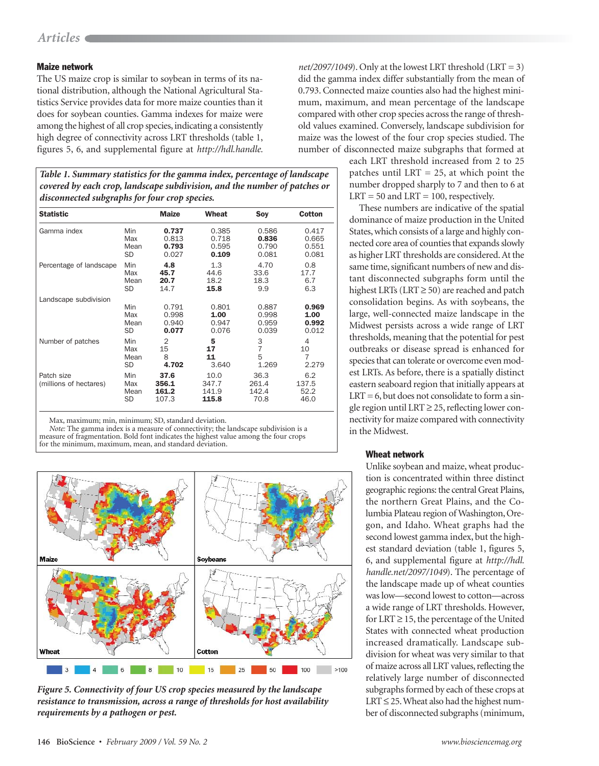## Maize network

The US maize crop is similar to soybean in terms of its national distribution, although the National Agricultural Statistics Service provides data for more maize counties than it does for soybean counties. Gamma indexes for maize were among the highest of all crop species, indicating a consistently high degree of connectivity across LRT thresholds (table 1, figures 5, 6, and supplemental figure at *http://hdl.handle.net/2097/1049*). Only at the lowest LRT threshold (LRT = 3) did the gamma index differ substantially from the mean of 0.793. Connected maize counties also had the highest minimum, maximum, and mean percentage of the landscape compared with other crop species across the range of threshold values examined. Conversely, landscape subdivision for maize was the lowest of the four crop species studied. The number of disconnected maize subgraphs that formed at each LRT threshold increased from 2 to 25 patches until LRT = 25, at which point the number dropped sharply to 7 and then to 6 at LRT = 50 and LRT = 100, respectively.

These numbers are indicative of the spatial dominance of maize production in the United States, which consists of a large and highly connected core area of counties that expands slowly as higher LRT thresholds are considered. At the same time, significant numbers of new and distant disconnected subgraphs form until the highest LRTs (LRT ≥ 50) are reached and patch consolidation begins. As with soybeans, the large, well-connected maize landscape in the Midwest persists across a wide range of LRT thresholds, meaning that the potential for pest outbreaks or disease spread is enhanced for species that can tolerate or overcome even modest LRTs. As before, there is a spatially distinct eastern seaboard region that initially appears at LRT = 6, but does not consolidate to form a single region until LRT ≥ 25, reflecting lower connectivity for maize compared with connectivity in the Midwest.

***Table 1. Summary statistics for the gamma index, percentage of landscape covered by each crop, landscape subdivision, and the number of patches or disconnected subgraphs for four crop species.***

| Statistic | | Maize | Wheat | Soy | Cotton |
|---|---|---|---|---|---|
| Gamma index | Min | **0.737** | 0.385 | 0.586 | 0.417 |
| | Max | 0.813 | 0.718 | **0.836** | 0.665 |
| | Mean | **0.793** | 0.595 | 0.790 | 0.551 |
| | SD | 0.027 | **0.109** | 0.081 | 0.081 |
| Percentage of landscape | Min | **4.8** | 1.3 | 4.70 | 0.8 |
| | Max | **45.7** | 44.6 | 33.6 | 17.7 |
| | Mean | **20.7** | 18.2 | 18.3 | 6.7 |
| | SD | 14.7 | **15.8** | 9.9 | 6.3 |
| Landscape subdivision | Min | 0.791 | 0.801 | 0.887 | **0.969** |
| | Max | 0.998 | **1.00** | 0.998 | **1.00** |
| | Mean | 0.940 | 0.947 | 0.959 | **0.992** |
| | SD | **0.077** | 0.076 | 0.039 | 0.012 |
| Number of patches | Min | 2 | **5** | 3 | 4 |
| | Max | 15 | **17** | 7 | 10 |
| | Mean | 8 | **11** | 5 | 7 |
| | SD | **4.702** | 3.640 | 1.269 | 2.279 |
| Patch size (millions of hectares) | Min | **37.6** | 10.0 | 36.3 | 6.2 |
| | Max | **356.1** | 347.7 | 261.4 | 137.5 |
| | Mean | **161.2** | 141.9 | 142.4 | 52.2 |
| | SD | 107.3 | **115.8** | 70.8 | 46.0 |

Max, maximum; min, minimum; SD, standard deviation.
*Note:* The gamma index is a measure of connectivity; the landscape subdivision is a measure of fragmentation. Bold font indicates the highest value among the four crops for the minimum, maximum, mean, and standard deviation.

***Figure 5. Connectivity of four US crop species measured by the landscape resistance to transmission, across a range of thresholds for host availability requirements by a pathogen or pest.***

## Wheat network

Unlike soybean and maize, wheat production is concentrated within three distinct geographic regions: the central Great Plains, the northern Great Plains, and the Columbia Plateau region of Washington, Oregon, and Idaho. Wheat graphs had the second lowest gamma index, but the highest standard deviation (table 1, figures 5, 6, and supplemental figure at *http://hdl.handle.net/2097/1049*). The percentage of the landscape made up of wheat counties was low—second lowest to cotton—across a wide range of LRT thresholds. However, for LRT ≥ 15, the percentage of the United States with connected wheat production increased dramatically. Landscape subdivision for wheat was very similar to that of maize across all LRT values, reflecting the relatively large number of disconnected subgraphs formed by each of these crops at LRT ≤ 25. Wheat also had the highest number of disconnected subgraphs (minimum,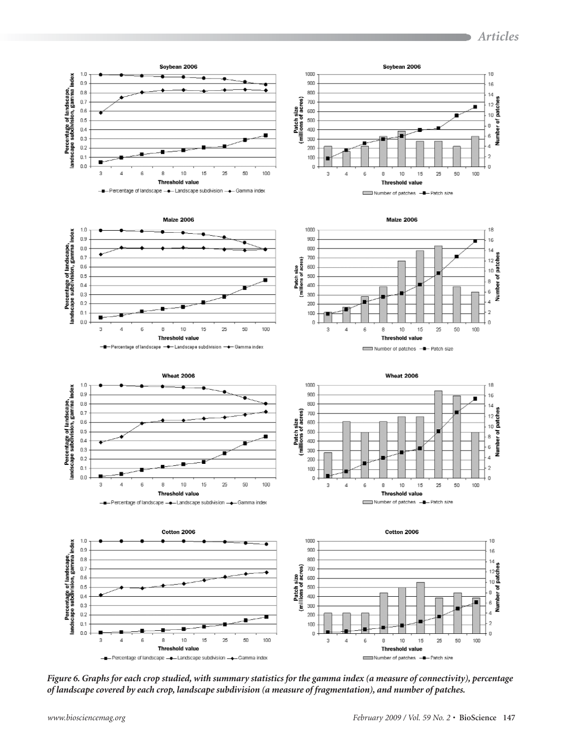Soybean 2006

1.0
0.9
0.8
0.7
0.6
0.5
0.4
0.3
0.2
0.1
0.0

Percentage of landscape, landscape subdivision, gamma index

3 4 6 8 10 15 25 50 100

Threshold value

Percentage of landscape
Landscape subdivision
Gamma index

Soybean 2006

1000
900
800
700
600
500
400
300
200
100
0

18
16
14
12
10
8
6
4
2
0

Patch size (millions of acres)

Number of patches

3 4 6 8 10 15 25 50 100

Threshold value

Number of patches
Patch size

Maize 2006

1.0
0.9
0.8
0.7
0.6
0.5
0.4
0.3
0.2
0.1
0.0

Percentage of landscape, landscape subdivision, gamma index

3 4 6 8 10 15 25 50 100

Threshold value

Percentage of landscape
Landscape subdivision
Gamma index

Maize 2006

1000
900
800
700
600
500
400
300
200
100
0

18
16
14
12
10
8
6
4
2
0

Patch size (millions of acres)

Number of patches

3 4 6 8 10 15 25 50 100

Threshold value

Number of patches
Patch size

Wheat 2006

1.0
0.9
0.8
0.7
0.6
0.5
0.4
0.3
0.2
0.1
0.0

Percentage of landscape, landscape subdivision, gamma index

3 4 6 8 10 15 25 50 100

Threshold value

Percentage of landscape
Landscape subdivision
Gamma index

Wheat 2006

1000
900
800
700
600
500
400
300
200
100
0

18
16
14
12
10
8
6
4
2
0

Patch size (millions of acres)

Number of patches

3 4 6 8 10 15 25 50 100

Threshold value

Number of patches
Patch size

Cotton 2006

1.0
0.9
0.8
0.7
0.6
0.5
0.4
0.3
0.2
0.1
0.0

Percentage of landscape, landscape subdivision, gamma index

3 4 6 8 10 15 25 50 100

Threshold value

Percentage of landscape
Landscape subdivision
Gamma index

Cotton 2006

1000
900
800
700
600
500
400
300
200
100
0

18
16
14
12
10
8
6
4
2
0

Patch size (millions of acres)

Number of patches

3 4 6 8 10 15 25 50 100

Threshold value

Number of patches
Patch size

*Figure 6. Graphs for each crop studied, with summary statistics for the gamma index (a measure of connectivity), percentage of landscape covered by each crop, landscape subdivision (a measure of fragmentation), and number of patches.*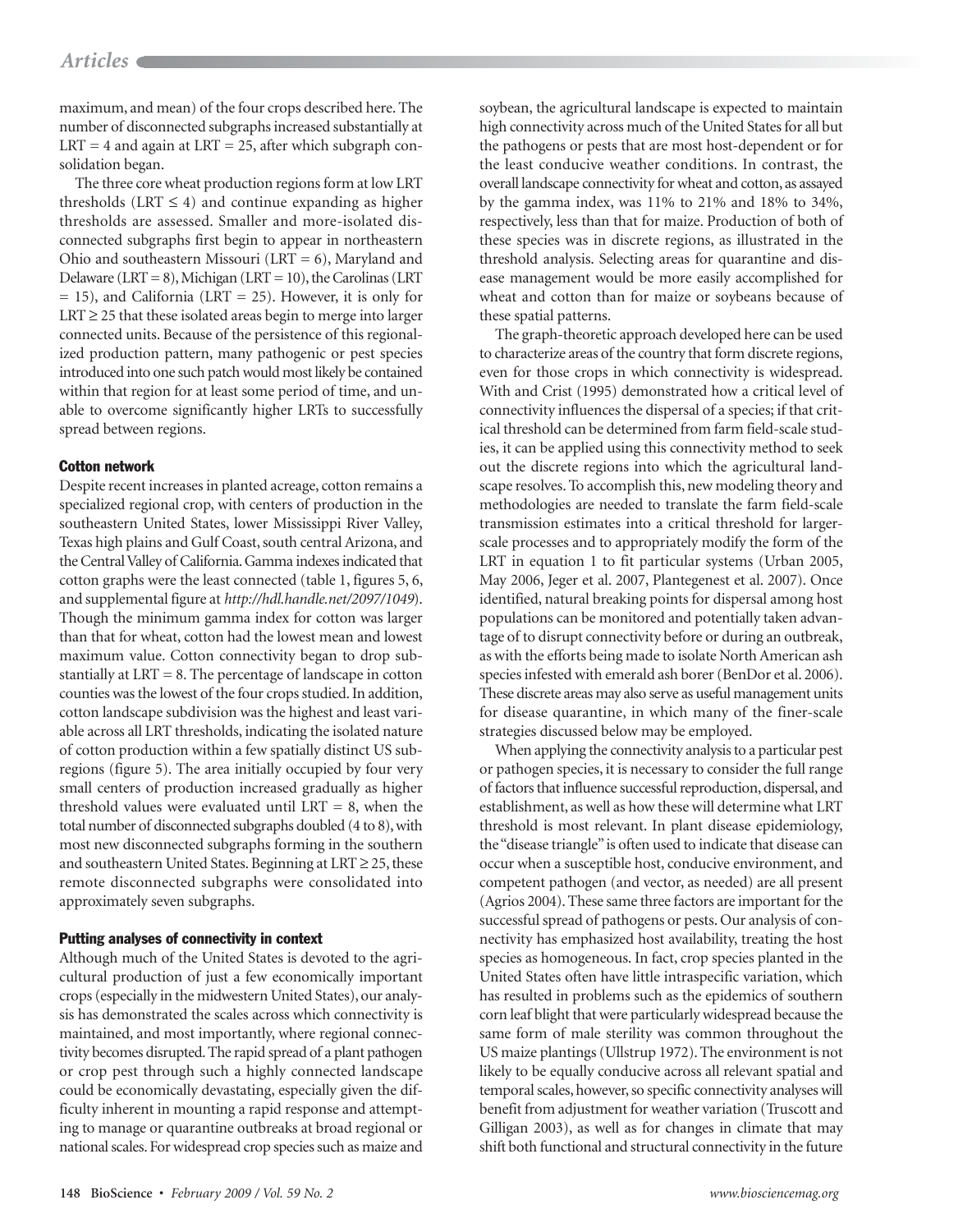maximum, and mean) of the four crops described here. The number of disconnected subgraphs increased substantially at LRT = 4 and again at LRT = 25, after which subgraph consolidation began.

The three core wheat production regions form at low LRT thresholds (LRT ≤ 4) and continue expanding as higher thresholds are assessed. Smaller and more-isolated disconnected subgraphs first begin to appear in northeastern Ohio and southeastern Missouri (LRT = 6), Maryland and Delaware (LRT = 8), Michigan (LRT = 10), the Carolinas (LRT = 15), and California (LRT = 25). However, it is only for LRT ≥ 25 that these isolated areas begin to merge into larger connected units. Because of the persistence of this regionalized production pattern, many pathogenic or pest species introduced into one such patch would most likely be contained within that region for at least some period of time, and unable to overcome significantly higher LRTs to successfully spread between regions.

### Cotton network

Despite recent increases in planted acreage, cotton remains a specialized regional crop, with centers of production in the southeastern United States, lower Mississippi River Valley, Texas high plains and Gulf Coast, south central Arizona, and the Central Valley of California. Gamma indexes indicated that cotton graphs were the least connected (table 1, figures 5, 6, and supplemental figure at *http://hdl.handle.net/2097/1049*). Though the minimum gamma index for cotton was larger than that for wheat, cotton had the lowest mean and lowest maximum value. Cotton connectivity began to drop substantially at LRT = 8. The percentage of landscape in cotton counties was the lowest of the four crops studied. In addition, cotton landscape subdivision was the highest and least variable across all LRT thresholds, indicating the isolated nature of cotton production within a few spatially distinct US subregions (figure 5). The area initially occupied by four very small centers of production increased gradually as higher threshold values were evaluated until LRT = 8, when the total number of disconnected subgraphs doubled (4 to 8), with most new disconnected subgraphs forming in the southern and southeastern United States. Beginning at LRT ≥ 25, these remote disconnected subgraphs were consolidated into approximately seven subgraphs.

### Putting analyses of connectivity in context

Although much of the United States is devoted to the agricultural production of just a few economically important crops (especially in the midwestern United States), our analysis has demonstrated the scales across which connectivity is maintained, and most importantly, where regional connectivity becomes disrupted. The rapid spread of a plant pathogen or crop pest through such a highly connected landscape could be economically devastating, especially given the difficulty inherent in mounting a rapid response and attempting to manage or quarantine outbreaks at broad regional or national scales. For widespread crop species such as maize and soybean, the agricultural landscape is expected to maintain high connectivity across much of the United States for all but the pathogens or pests that are most host-dependent or for the least conducive weather conditions. In contrast, the overall landscape connectivity for wheat and cotton, as assayed by the gamma index, was 11% to 21% and 18% to 34%, respectively, less than that for maize. Production of both of these species was in discrete regions, as illustrated in the threshold analysis. Selecting areas for quarantine and disease management would be more easily accomplished for wheat and cotton than for maize or soybeans because of these spatial patterns.

The graph-theoretic approach developed here can be used to characterize areas of the country that form discrete regions, even for those crops in which connectivity is widespread. With and Crist (1995) demonstrated how a critical level of connectivity influences the dispersal of a species; if that critical threshold can be determined from farm field-scale studies, it can be applied using this connectivity method to seek out the discrete regions into which the agricultural landscape resolves. To accomplish this, new modeling theory and methodologies are needed to translate the farm field-scale transmission estimates into a critical threshold for larger-scale processes and to appropriately modify the form of the LRT in equation 1 to fit particular systems (Urban 2005, May 2006, Jeger et al. 2007, Plantegenest et al. 2007). Once identified, natural breaking points for dispersal among host populations can be monitored and potentially taken advantage of to disrupt connectivity before or during an outbreak, as with the efforts being made to isolate North American ash species infested with emerald ash borer (BenDor et al. 2006). These discrete areas may also serve as useful management units for disease quarantine, in which many of the finer-scale strategies discussed below may be employed.

When applying the connectivity analysis to a particular pest or pathogen species, it is necessary to consider the full range of factors that influence successful reproduction, dispersal, and establishment, as well as how these will determine what LRT threshold is most relevant. In plant disease epidemiology, the "disease triangle" is often used to indicate that disease can occur when a susceptible host, conducive environment, and competent pathogen (and vector, as needed) are all present (Agrios 2004). These same three factors are important for the successful spread of pathogens or pests. Our analysis of connectivity has emphasized host availability, treating the host species as homogeneous. In fact, crop species planted in the United States often have little intraspecific variation, which has resulted in problems such as the epidemics of southern corn leaf blight that were particularly widespread because the same form of male sterility was common throughout the US maize plantings (Ullstrup 1972). The environment is not likely to be equally conducive across all relevant spatial and temporal scales, however, so specific connectivity analyses will benefit from adjustment for weather variation (Truscott and Gilligan 2003), as well as for changes in climate that may shift both functional and structural connectivity in the future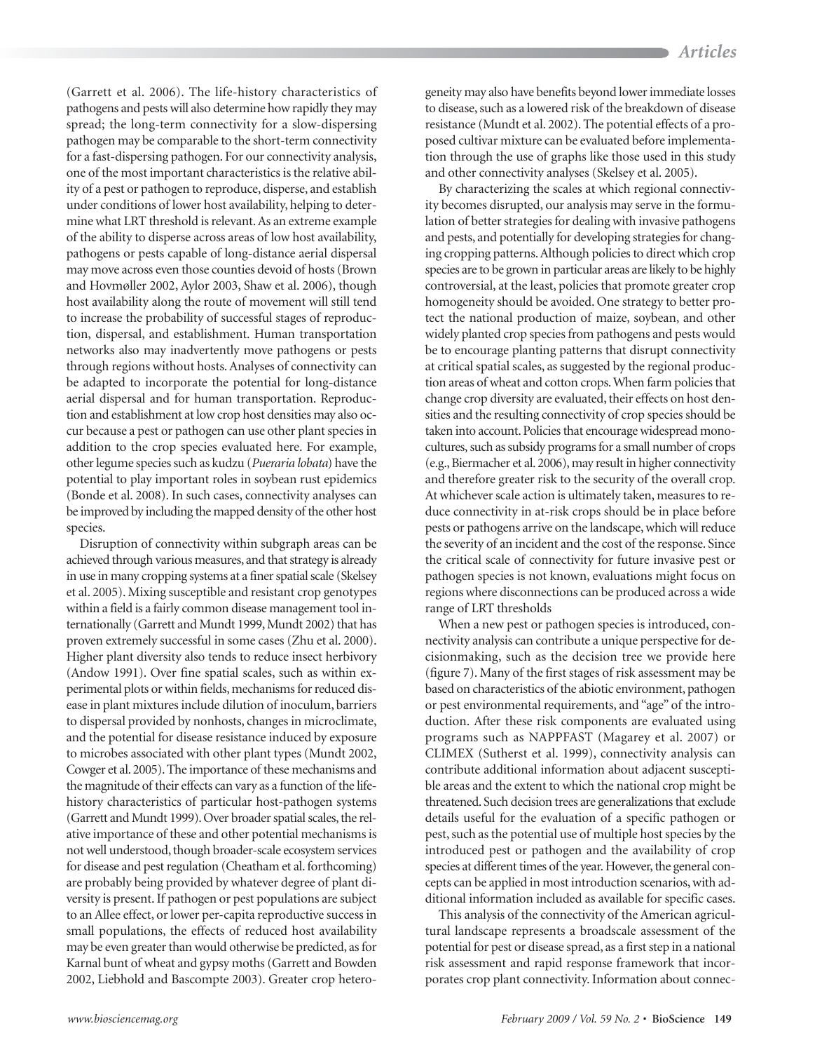(Garrett et al. 2006). The life-history characteristics of pathogens and pests will also determine how rapidly they may spread; the long-term connectivity for a slow-dispersing pathogen may be comparable to the short-term connectivity for a fast-dispersing pathogen. For our connectivity analysis, one of the most important characteristics is the relative ability of a pest or pathogen to reproduce, disperse, and establish under conditions of lower host availability, helping to determine what LRT threshold is relevant. As an extreme example of the ability to disperse across areas of low host availability, pathogens or pests capable of long-distance aerial dispersal may move across even those counties devoid of hosts (Brown and Hovmøller 2002, Aylor 2003, Shaw et al. 2006), though host availability along the route of movement will still tend to increase the probability of successful stages of reproduction, dispersal, and establishment. Human transportation networks also may inadvertently move pathogens or pests through regions without hosts. Analyses of connectivity can be adapted to incorporate the potential for long-distance aerial dispersal and for human transportation. Reproduction and establishment at low crop host densities may also occur because a pest or pathogen can use other plant species in addition to the crop species evaluated here. For example, other legume species such as kudzu (*Pueraria lobata*) have the potential to play important roles in soybean rust epidemics (Bonde et al. 2008). In such cases, connectivity analyses can be improved by including the mapped density of the other host species.

Disruption of connectivity within subgraph areas can be achieved through various measures, and that strategy is already in use in many cropping systems at a finer spatial scale (Skelsey et al. 2005). Mixing susceptible and resistant crop genotypes within a field is a fairly common disease management tool internationally (Garrett and Mundt 1999, Mundt 2002) that has proven extremely successful in some cases (Zhu et al. 2000). Higher plant diversity also tends to reduce insect herbivory (Andow 1991). Over fine spatial scales, such as within experimental plots or within fields, mechanisms for reduced disease in plant mixtures include dilution of inoculum, barriers to dispersal provided by nonhosts, changes in microclimate, and the potential for disease resistance induced by exposure to microbes associated with other plant types (Mundt 2002, Cowger et al. 2005). The importance of these mechanisms and the magnitude of their effects can vary as a function of the life-history characteristics of particular host-pathogen systems (Garrett and Mundt 1999). Over broader spatial scales, the relative importance of these and other potential mechanisms is not well understood, though broader-scale ecosystem services for disease and pest regulation (Cheatham et al. forthcoming) are probably being provided by whatever degree of plant diversity is present. If pathogen or pest populations are subject to an Allee effect, or lower per-capita reproductive success in small populations, the effects of reduced host availability may be even greater than would otherwise be predicted, as for Karnal bunt of wheat and gypsy moths (Garrett and Bowden 2002, Liebhold and Bascompte 2003). Greater crop heterogeneity may also have benefits beyond lower immediate losses to disease, such as a lowered risk of the breakdown of disease resistance (Mundt et al. 2002). The potential effects of a proposed cultivar mixture can be evaluated before implementation through the use of graphs like those used in this study and other connectivity analyses (Skelsey et al. 2005).

By characterizing the scales at which regional connectivity becomes disrupted, our analysis may serve in the formulation of better strategies for dealing with invasive pathogens and pests, and potentially for developing strategies for changing cropping patterns. Although policies to direct which crop species are to be grown in particular areas are likely to be highly controversial, at the least, policies that promote greater crop homogeneity should be avoided. One strategy to better protect the national production of maize, soybean, and other widely planted crop species from pathogens and pests would be to encourage planting patterns that disrupt connectivity at critical spatial scales, as suggested by the regional production areas of wheat and cotton crops. When farm policies that change crop diversity are evaluated, their effects on host densities and the resulting connectivity of crop species should be taken into account. Policies that encourage widespread monocultures, such as subsidy programs for a small number of crops (e.g., Biermacher et al. 2006), may result in higher connectivity and therefore greater risk to the security of the overall crop. At whichever scale action is ultimately taken, measures to reduce connectivity in at-risk crops should be in place before pests or pathogens arrive on the landscape, which will reduce the severity of an incident and the cost of the response. Since the critical scale of connectivity for future invasive pest or pathogen species is not known, evaluations might focus on regions where disconnections can be produced across a wide range of LRT thresholds

When a new pest or pathogen species is introduced, connectivity analysis can contribute a unique perspective for decisionmaking, such as the decision tree we provide here (figure 7). Many of the first stages of risk assessment may be based on characteristics of the abiotic environment, pathogen or pest environmental requirements, and "age" of the introduction. After these risk components are evaluated using programs such as NAPPFAST (Magarey et al. 2007) or CLIMEX (Sutherst et al. 1999), connectivity analysis can contribute additional information about adjacent susceptible areas and the extent to which the national crop might be threatened. Such decision trees are generalizations that exclude details useful for the evaluation of a specific pathogen or pest, such as the potential use of multiple host species by the introduced pest or pathogen and the availability of crop species at different times of the year. However, the general concepts can be applied in most introduction scenarios, with additional information included as available for specific cases.

This analysis of the connectivity of the American agricultural landscape represents a broadscale assessment of the potential for pest or disease spread, as a first step in a national risk assessment and rapid response framework that incorporates crop plant connectivity. Information about connec-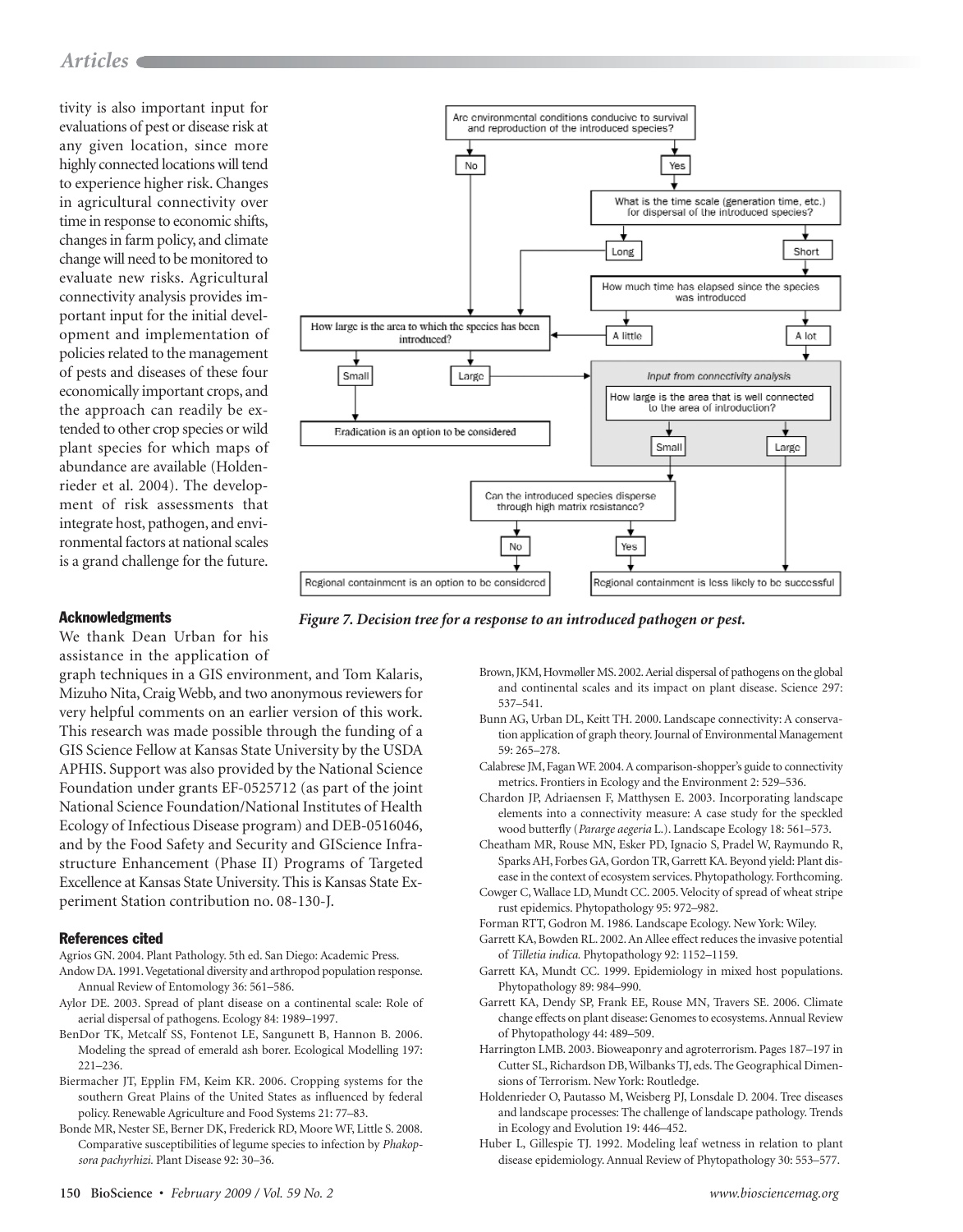tivity is also important input for evaluations of pest or disease risk at any given location, since more highly connected locations will tend to experience higher risk. Changes in agricultural connectivity over time in response to economic shifts, changes in farm policy, and climate change will need to be monitored to evaluate new risks. Agricultural connectivity analysis provides important input for the initial development and implementation of policies related to the management of pests and diseases of these four economically important crops, and the approach can readily be extended to other crop species or wild plant species for which maps of abundance are available (Holdenrieder et al. 2004). The development of risk assessments that integrate host, pathogen, and environmental factors at national scales is a grand challenge for the future.

Are environmental conditions conducive to survival and reproduction of the introduced species?
No
Yes
What is the time scale (generation time, etc.) for dispersal of the introduced species?
Long
Short
How much time has elapsed since the species was introduced
How large is the area to which the species has been introduced?
A little
A lot
Small
Large
Input from connectivity analysis
How large is the area that is well connected to the area of introduction?
Eradication is an option to be considered
Small
Large
Can the introduced species disperse through high matrix resistance?
No
Yes
Regional containment is an option to be considered
Regional containment is less likely to be successful

*Figure 7. Decision tree for a response to an introduced pathogen or pest.*

## Acknowledgments

We thank Dean Urban for his assistance in the application of graph techniques in a GIS environment, and Tom Kalaris, Mizuho Nita, Craig Webb, and two anonymous reviewers for very helpful comments on an earlier version of this work. This research was made possible through the funding of a GIS Science Fellow at Kansas State University by the USDA APHIS. Support was also provided by the National Science Foundation under grants EF-0525712 (as part of the joint National Science Foundation/National Institutes of Health Ecology of Infectious Disease program) and DEB-0516046, and by the Food Safety and Security and GIScience Infrastructure Enhancement (Phase II) Programs of Targeted Excellence at Kansas State University. This is Kansas State Experiment Station contribution no. 08-130-J.

## References cited

Agrios GN. 2004. Plant Pathology. 5th ed. San Diego: Academic Press.

Andow DA. 1991. Vegetational diversity and arthropod population response. Annual Review of Entomology 36: 561–586.

Aylor DE. 2003. Spread of plant disease on a continental scale: Role of aerial dispersal of pathogens. Ecology 84: 1989–1997.

BenDor TK, Metcalf SS, Fontenot LE, Sangunett B, Hannon B. 2006. Modeling the spread of emerald ash borer. Ecological Modelling 197: 221–236.

Biermacher JT, Epplin FM, Keim KR. 2006. Cropping systems for the southern Great Plains of the United States as influenced by federal policy. Renewable Agriculture and Food Systems 21: 77–83.

Bonde MR, Nester SE, Berner DK, Frederick RD, Moore WF, Little S. 2008. Comparative susceptibilities of legume species to infection by *Phakopsora pachyrhizi.* Plant Disease 92: 30–36.

Brown, JKM, Hovmøller MS. 2002. Aerial dispersal of pathogens on the global and continental scales and its impact on plant disease. Science 297: 537–541.

Bunn AG, Urban DL, Keitt TH. 2000. Landscape connectivity: A conservation application of graph theory. Journal of Environmental Management 59: 265–278.

Calabrese JM, Fagan WF. 2004. A comparison-shopper's guide to connectivity metrics. Frontiers in Ecology and the Environment 2: 529–536.

Chardon JP, Adriaensen F, Matthysen E. 2003. Incorporating landscape elements into a connectivity measure: A case study for the speckled wood butterfly (*Pararge aegeria* L.). Landscape Ecology 18: 561–573.

Cheatham MR, Rouse MN, Esker PD, Ignacio S, Pradel W, Raymundo R, Sparks AH, Forbes GA, Gordon TR, Garrett KA. Beyond yield: Plant disease in the context of ecosystem services. Phytopathology. Forthcoming.

Cowger C, Wallace LD, Mundt CC. 2005. Velocity of spread of wheat stripe rust epidemics. Phytopathology 95: 972–982.

Forman RTT, Godron M. 1986. Landscape Ecology. New York: Wiley.

Garrett KA, Bowden RL. 2002. An Allee effect reduces the invasive potential of *Tilletia indica.* Phytopathology 92: 1152–1159.

Garrett KA, Mundt CC. 1999. Epidemiology in mixed host populations. Phytopathology 89: 984–990.

Garrett KA, Dendy SP, Frank EE, Rouse MN, Travers SE. 2006. Climate change effects on plant disease: Genomes to ecosystems. Annual Review of Phytopathology 44: 489–509.

Harrington LMB. 2003. Bioweaponry and agroterrorism. Pages 187–197 in Cutter SL, Richardson DB, Wilbanks TJ, eds. The Geographical Dimensions of Terrorism. New York: Routledge.

Holdenrieder O, Pautasso M, Weisberg PJ, Lonsdale D. 2004. Tree diseases and landscape processes: The challenge of landscape pathology. Trends in Ecology and Evolution 19: 446–452.

Huber L, Gillespie TJ. 1992. Modeling leaf wetness in relation to plant disease epidemiology. Annual Review of Phytopathology 30: 553–577.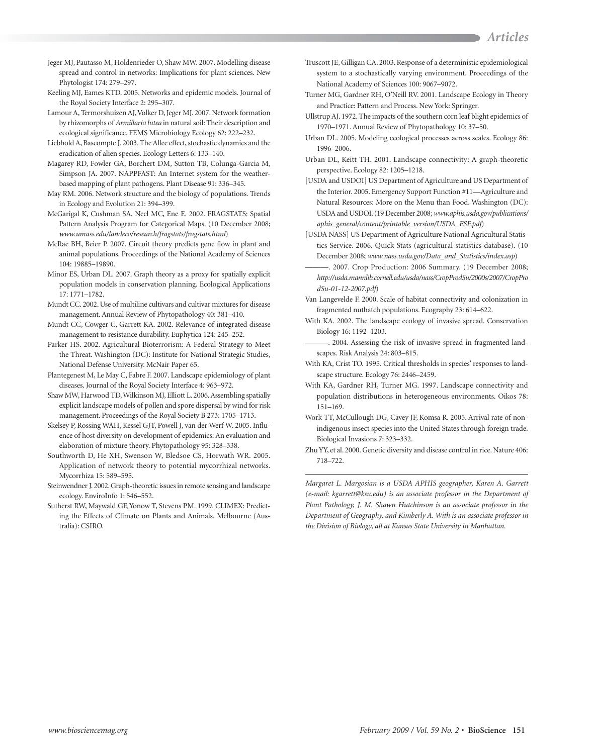Jeger MJ, Pautasso M, Holdenrieder O, Shaw MW. 2007. Modelling disease spread and control in networks: Implications for plant sciences. New Phytologist 174: 279–297.

Keeling MJ, Eames KTD. 2005. Networks and epidemic models. Journal of the Royal Society Interface 2: 295–307.

Lamour A, Termorshuizen AJ, Volker D, Jeger MJ. 2007. Network formation by rhizomorphs of *Armillaria lutea* in natural soil: Their description and ecological significance. FEMS Microbiology Ecology 62: 222–232.

Liebhold A, Bascompte J. 2003. The Allee effect, stochastic dynamics and the eradication of alien species. Ecology Letters 6: 133–140.

Magarey RD, Fowler GA, Borchert DM, Sutton TB, Colunga-Garcia M, Simpson JA. 2007. NAPPFAST: An Internet system for the weather-based mapping of plant pathogens. Plant Disease 91: 336–345.

May RM. 2006. Network structure and the biology of populations. Trends in Ecology and Evolution 21: 394–399.

McGarigal K, Cushman SA, Neel MC, Ene E. 2002. FRAGSTATS: Spatial Pattern Analysis Program for Categorical Maps. (10 December 2008; *www.umass.edu/landeco/research/fragstats/fragstats.html*)

McRae BH, Beier P. 2007. Circuit theory predicts gene flow in plant and animal populations. Proceedings of the National Academy of Sciences 104: 19885–19890.

Minor ES, Urban DL. 2007. Graph theory as a proxy for spatially explicit population models in conservation planning. Ecological Applications 17: 1771–1782.

Mundt CC. 2002. Use of multiline cultivars and cultivar mixtures for disease management. Annual Review of Phytopathology 40: 381–410.

Mundt CC, Cowger C, Garrett KA. 2002. Relevance of integrated disease management to resistance durability. Euphytica 124: 245–252.

Parker HS. 2002. Agricultural Bioterrorism: A Federal Strategy to Meet the Threat. Washington (DC): Institute for National Strategic Studies, National Defense University. McNair Paper 65.

Plantegenest M, Le May C, Fabre F. 2007. Landscape epidemiology of plant diseases. Journal of the Royal Society Interface 4: 963–972.

Shaw MW, Harwood TD, Wilkinson MJ, Elliott L. 2006. Assembling spatially explicit landscape models of pollen and spore dispersal by wind for risk management. Proceedings of the Royal Society B 273: 1705–1713.

Skelsey P, Rossing WAH, Kessel GJT, Powell J, van der Werf W. 2005. Influence of host diversity on development of epidemics: An evaluation and elaboration of mixture theory. Phytopathology 95: 328–338.

Southworth D, He XH, Swenson W, Bledsoe CS, Horwath WR. 2005. Application of network theory to potential mycorrhizal networks. Mycorrhiza 15: 589–595.

Steinwendner J. 2002. Graph-theoretic issues in remote sensing and landscape ecology. EnviroInfo 1: 546–552.

Sutherst RW, Maywald GF, Yonow T, Stevens PM. 1999. CLIMEX: Predicting the Effects of Climate on Plants and Animals. Melbourne (Australia): CSIRO.

Truscott JE, Gilligan CA. 2003. Response of a deterministic epidemiological system to a stochastically varying environment. Proceedings of the National Academy of Sciences 100: 9067–9072.

Turner MG, Gardner RH, O'Neill RV. 2001. Landscape Ecology in Theory and Practice: Pattern and Process. New York: Springer.

Ullstrup AJ. 1972. The impacts of the southern corn leaf blight epidemics of 1970–1971. Annual Review of Phytopathology 10: 37–50.

Urban DL. 2005. Modeling ecological processes across scales. Ecology 86: 1996–2006.

Urban DL, Keitt TH. 2001. Landscape connectivity: A graph-theoretic perspective. Ecology 82: 1205–1218.

[USDA and USDOI] US Department of Agriculture and US Department of the Interior. 2005. Emergency Support Function #11—Agriculture and Natural Resources: More on the Menu than Food. Washington (DC): USDA and USDOI. (19 December 2008; *www.aphis.usda.gov/publications/aphis_general/content/printable_version/USDA_ESF.pdf*)

[USDA NASS] US Department of Agriculture National Agricultural Statistics Service. 2006. Quick Stats (agricultural statistics database). (10 December 2008; *www.nass.usda.gov/Data_and_Statistics/index.asp*)

———. 2007. Crop Production: 2006 Summary. (19 December 2008; *http://usda.mannlib.cornell.edu/usda/nass/CropProdSu/2000s/2007/CropProdSu-01-12-2007.pdf*)

Van Langevelde F. 2000. Scale of habitat connectivity and colonization in fragmented nuthatch populations. Ecography 23: 614–622.

With KA. 2002. The landscape ecology of invasive spread. Conservation Biology 16: 1192–1203.

———. 2004. Assessing the risk of invasive spread in fragmented landscapes. Risk Analysis 24: 803–815.

With KA, Crist TO. 1995. Critical thresholds in species' responses to landscape structure. Ecology 76: 2446–2459.

With KA, Gardner RH, Turner MG. 1997. Landscape connectivity and population distributions in heterogeneous environments. Oikos 78: 151–169.

Work TT, McCullough DG, Cavey JF, Komsa R. 2005. Arrival rate of nonindigenous insect species into the United States through foreign trade. Biological Invasions 7: 323–332.

Zhu YY, et al. 2000. Genetic diversity and disease control in rice. Nature 406: 718–722.

---

*Margaret L. Margosian is a USDA APHIS geographer, Karen A. Garrett (e-mail: kgarrett@ksu.edu) is an associate professor in the Department of Plant Pathology, J. M. Shawn Hutchinson is an associate professor in the Department of Geography, and Kimberly A. With is an associate professor in the Division of Biology, all at Kansas State University in Manhattan.*